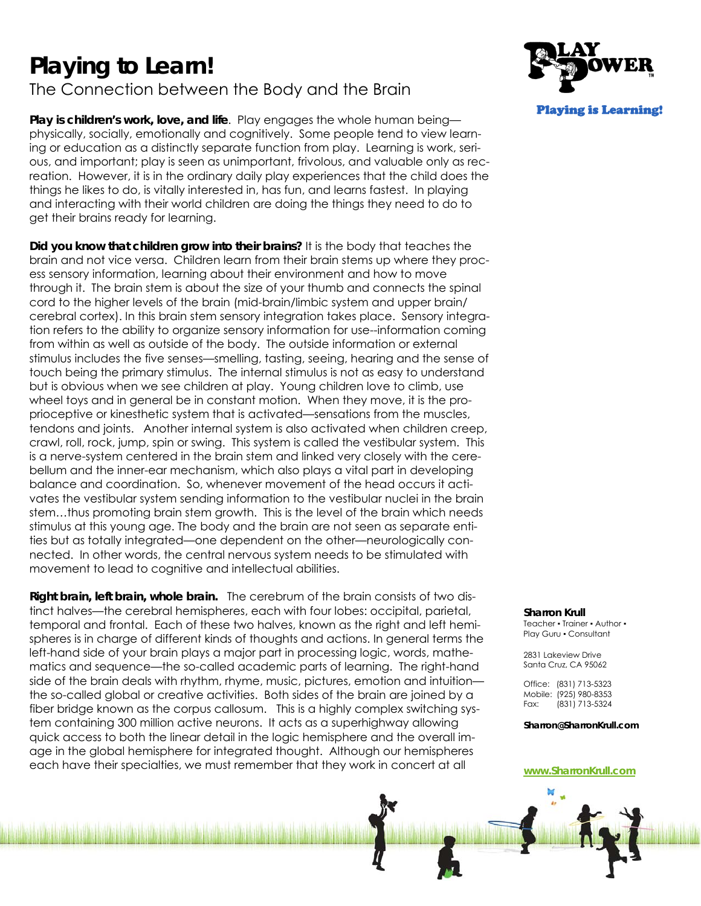# Playing to Learn!

## The Connection between the Body and the Brain

**Play is children's work, love, and life**. Play engages the whole human being—physically, socially, emotionally and cognitively. Some people tend to view learning or education as a distinctly separate function from play. Learning is work, serious, and important; play is seen as unimportant, frivolous, and valuable only as recreation. However, it is in the ordinary daily play experiences that the child does the things he likes to do, is vitally interested in, has fun, and learns fastest. In playing and interacting with their world children are doing the things they need to do to get their brains ready for learning.

**Did you know that children grow into their brains?** It is the body that teaches the brain and not vice versa. Children learn from their brain stems up where they process sensory information, learning about their environment and how to move through it. The brain stem is about the size of your thumb and connects the spinal cord to the higher levels of the brain (mid-brain/limbic system and upper brain/cerebral cortex). In this brain stem sensory integration takes place. Sensory integration refers to the ability to organize sensory information for use--information coming from within as well as outside of the body. The outside information or external stimulus includes the five senses—smelling, tasting, seeing, hearing and the sense of touch being the primary stimulus. The internal stimulus is not as easy to understand but is obvious when we see children at play. Young children love to climb, use wheel toys and in general be in constant motion. When they move, it is the proprioceptive or kinesthetic system that is activated—sensations from the muscles, tendons and joints. Another internal system is also activated when children creep, crawl, roll, rock, jump, spin or swing. This system is called the vestibular system. This is a nerve-system centered in the brain stem and linked very closely with the cerebellum and the inner-ear mechanism, which also plays a vital part in developing balance and coordination. So, whenever movement of the head occurs it activates the vestibular system sending information to the vestibular nuclei in the brain stem…thus promoting brain stem growth. This is the level of the brain which needs stimulus at this young age. The body and the brain are not seen as separate entities but as totally integrated—one dependent on the other—neurologically connected. In other words, the central nervous system needs to be stimulated with movement to lead to cognitive and intellectual abilities.

**Right brain, left brain, whole brain.** The cerebrum of the brain consists of two distinct halves—the cerebral hemispheres, each with four lobes: occipital, parietal, temporal and frontal. Each of these two halves, known as the right and left hemispheres is in charge of different kinds of thoughts and actions. In general terms the left-hand side of your brain plays a major part in processing logic, words, mathematics and sequence—the so-called academic parts of learning. The right-hand side of the brain deals with rhythm, rhyme, music, pictures, emotion and intuition—the so-called global or creative activities. Both sides of the brain are joined by a fiber bridge known as the corpus callosum. This is a highly complex switching system containing 300 million active neurons. It acts as a superhighway allowing quick access to both the linear detail in the logic hemisphere and the overall image in the global hemisphere for integrated thought. Although our hemispheres each have their specialties, we must remember that they work in concert at all

PLAY POWER™
Playing is Learning!

**Sharron Krull**
Teacher • Trainer • Author • Play Guru • Consultant

2831 Lakeview Drive
Santa Cruz, CA 95062

Office: (831) 713-5323
Mobile: (925) 980-8353
Fax: (831) 713-5324

**Sharron@SharronKrull.com**

www.SharronKrull.com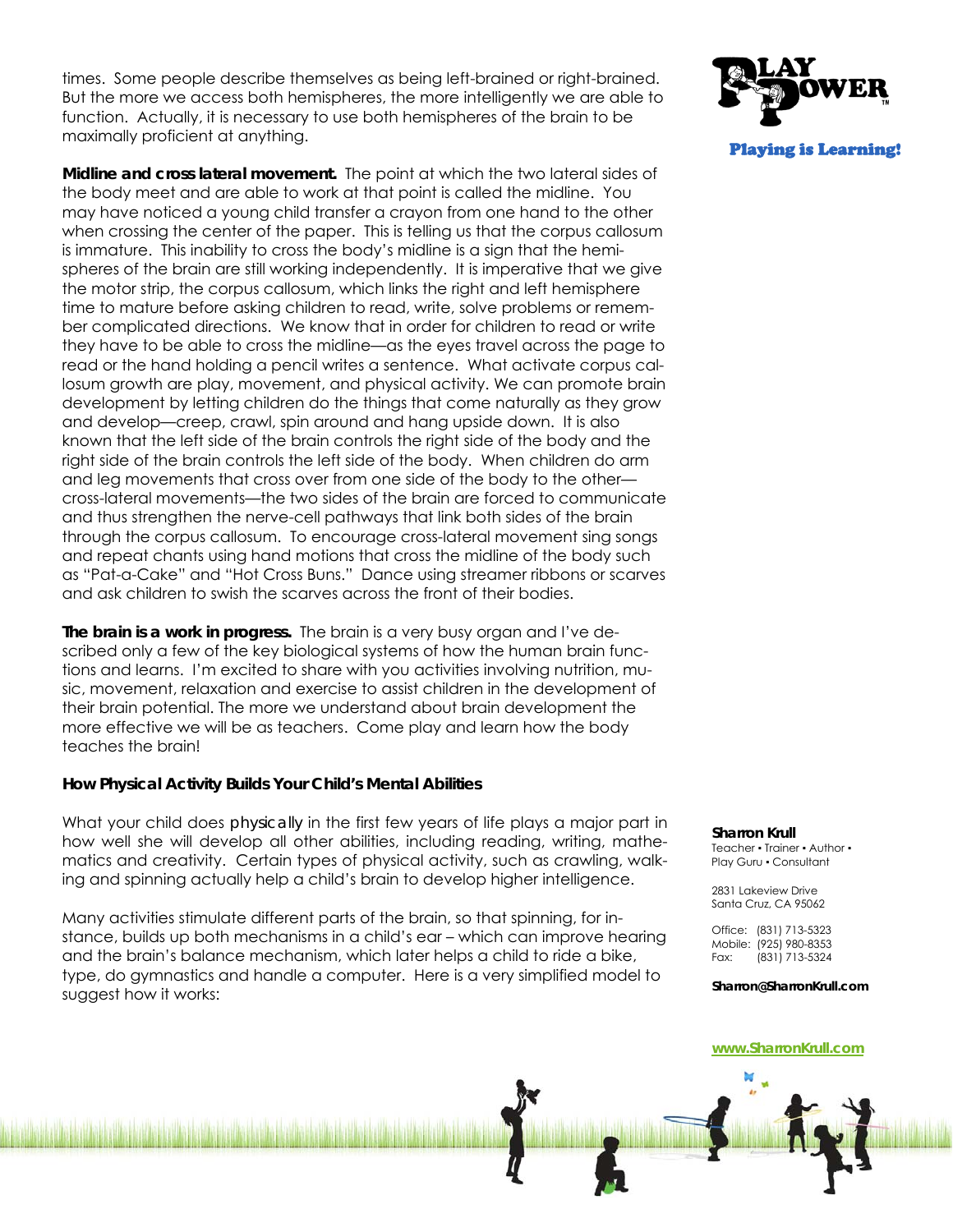times. Some people describe themselves as being left-brained or right-brained. But the more we access both hemispheres, the more intelligently we are able to function. Actually, it is necessary to use both hemispheres of the brain to be maximally proficient at anything.

**Midline and cross lateral movement.** The point at which the two lateral sides of the body meet and are able to work at that point is called the midline. You may have noticed a young child transfer a crayon from one hand to the other when crossing the center of the paper. This is telling us that the corpus callosum is immature. This inability to cross the body's midline is a sign that the hemispheres of the brain are still working independently. It is imperative that we give the motor strip, the corpus callosum, which links the right and left hemisphere time to mature before asking children to read, write, solve problems or remember complicated directions. We know that in order for children to read or write they have to be able to cross the midline—as the eyes travel across the page to read or the hand holding a pencil writes a sentence. What activate corpus callosum growth are play, movement, and physical activity. We can promote brain development by letting children do the things that come naturally as they grow and develop—creep, crawl, spin around and hang upside down. It is also known that the left side of the brain controls the right side of the body and the right side of the brain controls the left side of the body. When children do arm and leg movements that cross over from one side of the body to the other—cross-lateral movements—the two sides of the brain are forced to communicate and thus strengthen the nerve-cell pathways that link both sides of the brain through the corpus callosum. To encourage cross-lateral movement sing songs and repeat chants using hand motions that cross the midline of the body such as "Pat-a-Cake" and "Hot Cross Buns." Dance using streamer ribbons or scarves and ask children to swish the scarves across the front of their bodies.

**The brain is a work in progress.** The brain is a very busy organ and I've described only a few of the key biological systems of how the human brain functions and learns. I'm excited to share with you activities involving nutrition, music, movement, relaxation and exercise to assist children in the development of their brain potential. The more we understand about brain development the more effective we will be as teachers. Come play and learn how the body teaches the brain!

**How Physical Activity Builds Your Child's Mental Abilities**

What your child does *physically* in the first few years of life plays a major part in how well she will develop all other abilities, including reading, writing, mathematics and creativity. Certain types of physical activity, such as crawling, walking and spinning actually help a child's brain to develop higher intelligence.

Many activities stimulate different parts of the brain, so that spinning, for instance, builds up both mechanisms in a child's ear – which can improve hearing and the brain's balance mechanism, which later helps a child to ride a bike, type, do gymnastics and handle a computer. Here is a very simplified model to suggest how it works:

Play Power™ — Playing is Learning!

**Sharron Krull**
Teacher • Trainer • Author • Play Guru • Consultant

2831 Lakeview Drive
Santa Cruz, CA 95062

Office: (831) 713-5323
Mobile: (925) 980-8353
Fax: (831) 713-5324

**Sharron@SharronKrull.com**

www.SharronKrull.com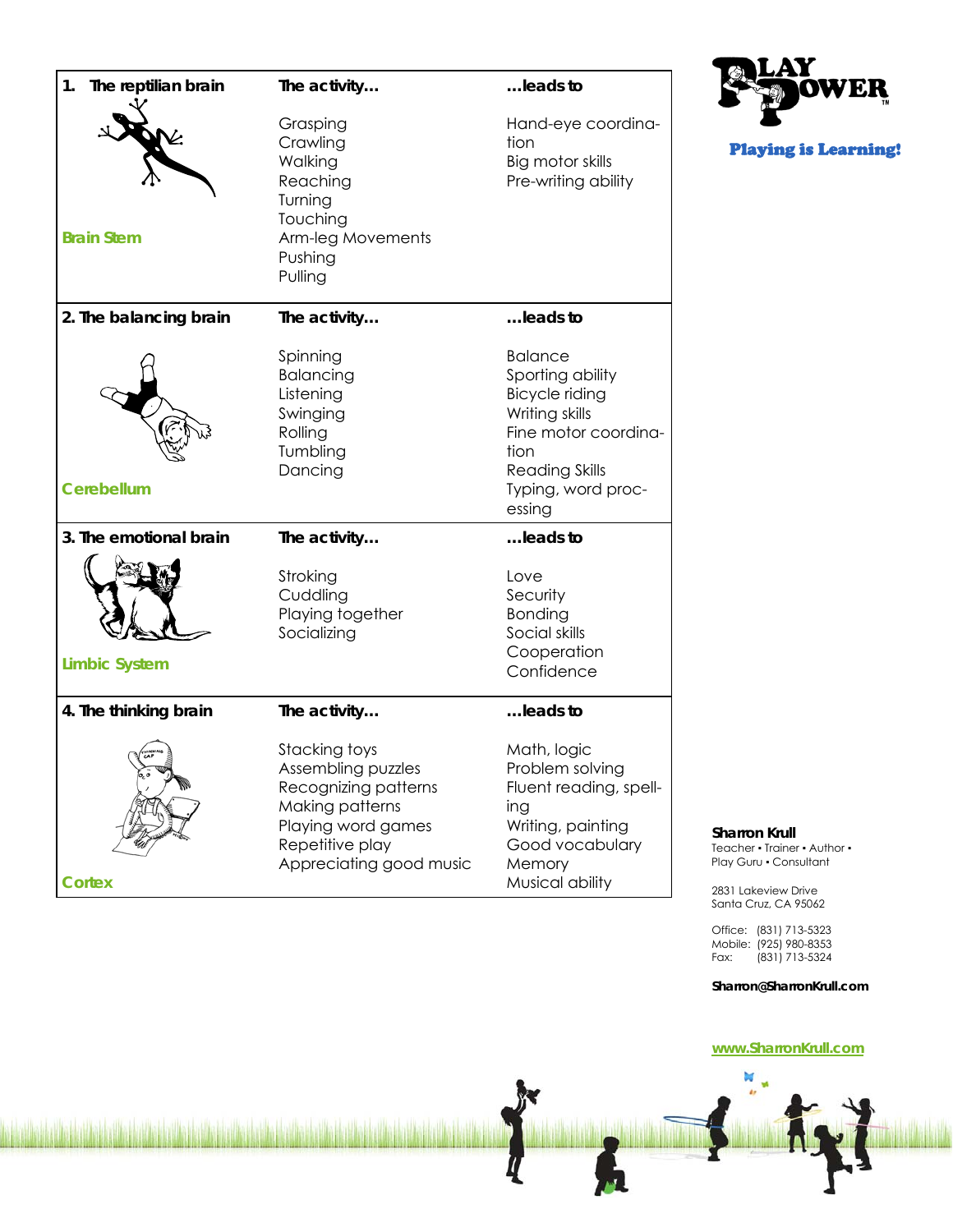| 1. The reptilian brain | The activity... | ...leads to |
|---|---|---|
| Brain Stem | Grasping<br>Crawling<br>Walking<br>Reaching<br>Turning<br>Touching<br>Arm-leg Movements<br>Pushing<br>Pulling | Hand-eye coordination<br>Big motor skills<br>Pre-writing ability |
| **2. The balancing brain** | **The activity...** | **...leads to** |
| Cerebellum | Spinning<br>Balancing<br>Listening<br>Swinging<br>Rolling<br>Tumbling<br>Dancing | Balance<br>Sporting ability<br>Bicycle riding<br>Writing skills<br>Fine motor coordination<br>Reading Skills<br>Typing, word processing |
| **3. The emotional brain** | **The activity...** | **...leads to** |
| Limbic System | Stroking<br>Cuddling<br>Playing together<br>Socializing | Love<br>Security<br>Bonding<br>Social skills<br>Cooperation<br>Confidence |
| **4. The thinking brain** | **The activity...** | **...leads to** |
| Cortex | Stacking toys<br>Assembling puzzles<br>Recognizing patterns<br>Making patterns<br>Playing word games<br>Repetitive play<br>Appreciating good music | Math, logic<br>Problem solving<br>Fluent reading, spelling<br>Writing, painting<br>Good vocabulary<br>Memory<br>Musical ability |

PLAY POWER™

**Playing is Learning!**

**Sharron Krull**
Teacher • Trainer • Author •
Play Guru • Consultant

2831 Lakeview Drive
Santa Cruz, CA 95062

Office: (831) 713-5323
Mobile: (925) 980-8353
Fax: (831) 713-5324

**Sharron@SharronKrull.com**

**www.SharronKrull.com**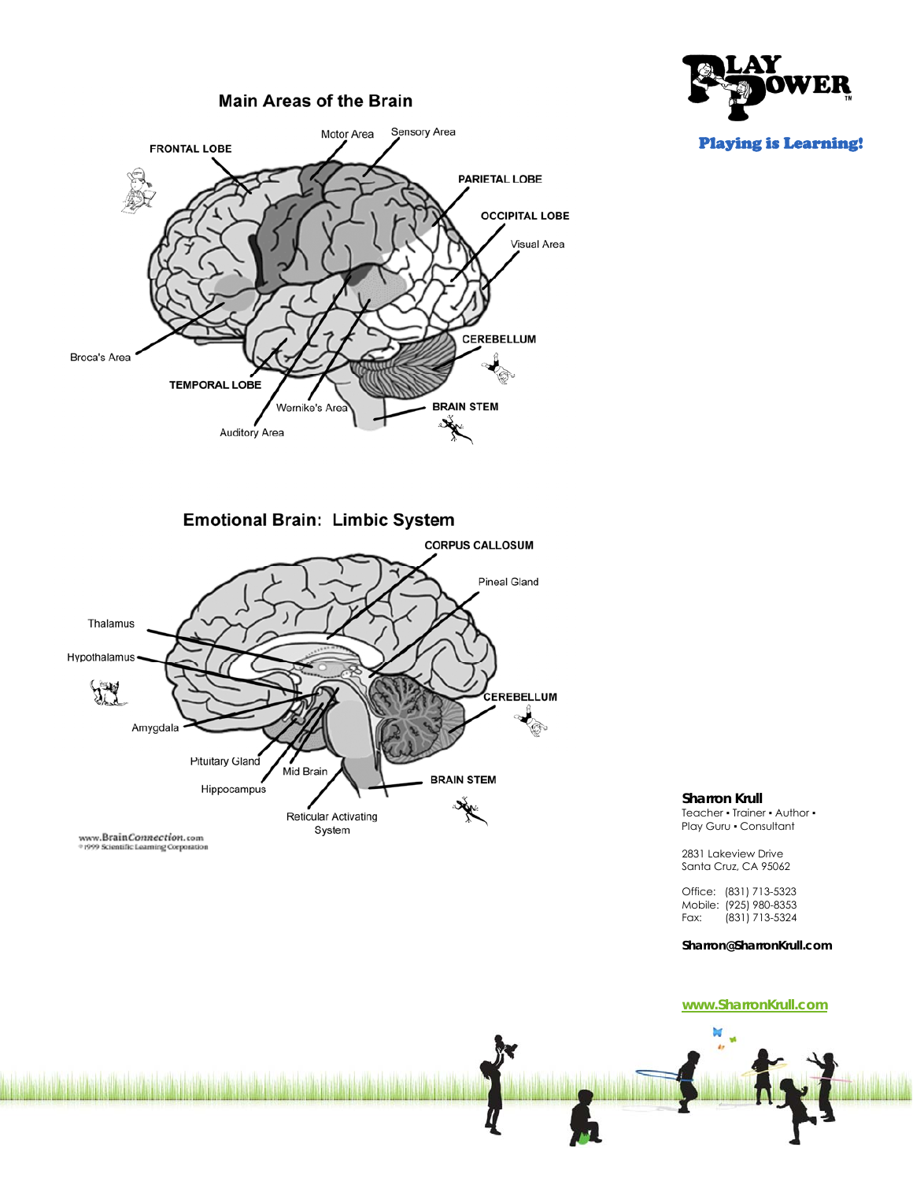## Main Areas of the Brain

FRONTAL LOBE

Motor Area

Sensory Area

PARIETAL LOBE

OCCIPITAL LOBE

Visual Area

Broca's Area

CEREBELLUM

TEMPORAL LOBE

Wernike's Area

BRAIN STEM

Auditory Area

## Emotional Brain: Limbic System

CORPUS CALLOSUM

Pineal Gland

Thalamus

Hypothalamus

CEREBELLUM

Amygdala

Pituitary Gland

Mid Brain

BRAIN STEM

Hippocampus

Reticular Activating System

www.BrainConnection.com
©1999 Scientific Learning Corporation

**PLAY POWER**

**Playing is Learning!**

**Sharron Krull**
Teacher • Trainer • Author •
Play Guru • Consultant

2831 Lakeview Drive
Santa Cruz, CA 95062

Office: (831) 713-5323
Mobile: (925) 980-8353
Fax: (831) 713-5324

**Sharron@SharronKrull.com**

**www.SharronKrull.com**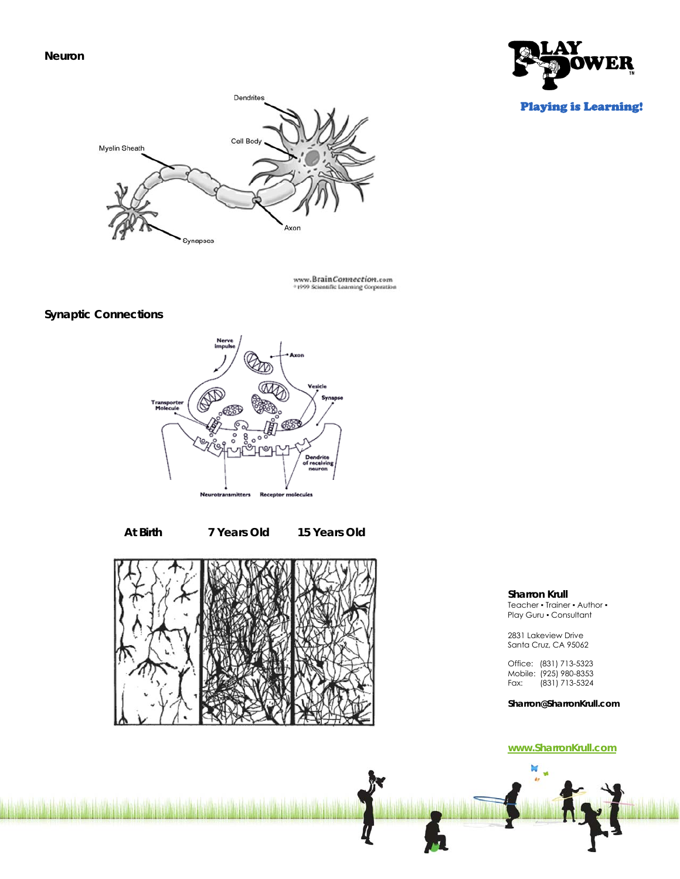## Neuron

Dendrites

Cell Body

Myelin Sheath

Axon

Synapses

www.BrainConnection.com
©1999 Scientific Learning Corporation

## Synaptic Connections

Nerve impulse

Axon

Vesicle

Synapse

Transporter Molecule

Dendrite of receiving neuron

Neurotransmitters

Receptor molecules

**At Birth** **7 Years Old** **15 Years Old**

**Sharron Krull**
Teacher • Trainer • Author •
Play Guru • Consultant

2831 Lakeview Drive
Santa Cruz, CA 95062

Office: (831) 713-5323
Mobile: (925) 980-8353
Fax: (831) 713-5324

**Sharron@SharronKrull.com**

**www.SharronKrull.com**

PLAY POWER
Playing is Learning!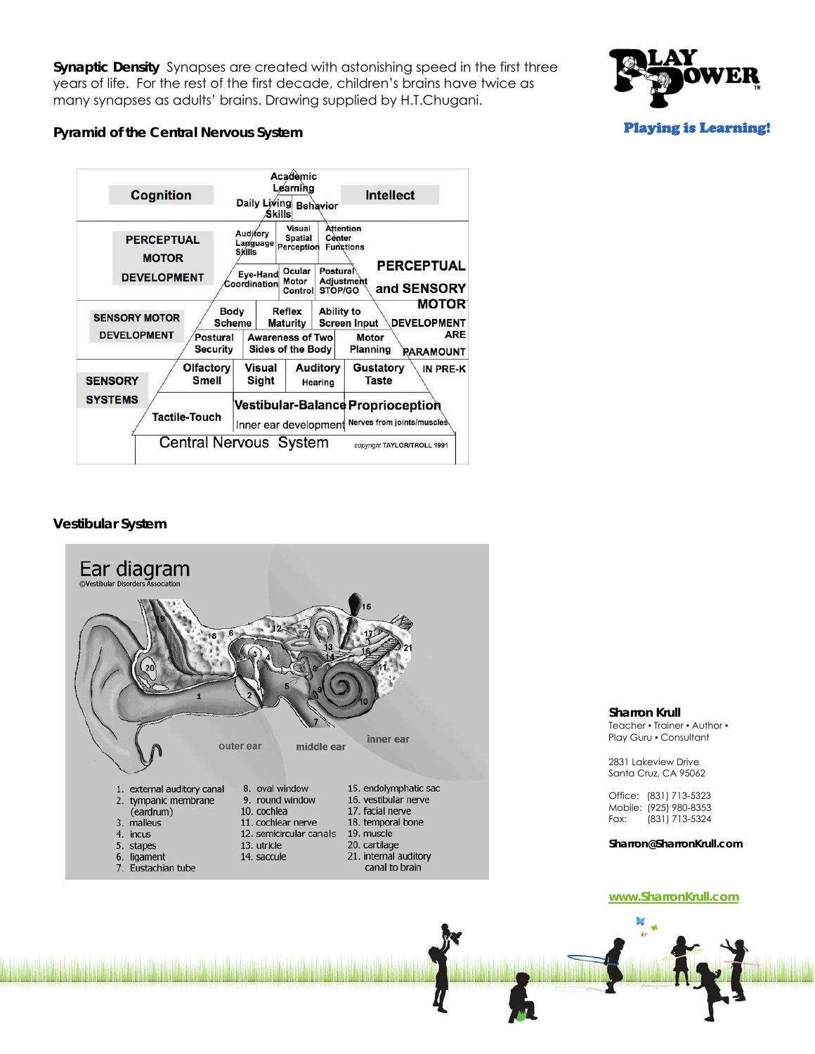**Synaptic Density** Synapses are created with astonishing speed in the first three years of life. For the rest of the first decade, children's brains have twice as many synapses as adults' brains. Drawing supplied by H.T.Chugani.

**Pyramid of the Central Nervous System**

Cognition — Academic Learning — Intellect

Daily Living Skills — Behavior

PERCEPTUAL MOTOR DEVELOPMENT: Auditory Language Skills | Visual Spatial Perception | Attention Center Functions

Eye-Hand Coordination | Ocular Motor Control | Postural Adjustment STOP/GO

SENSORY MOTOR DEVELOPMENT: Body Scheme | Reflex Maturity | Ability to Screen Input

Postural Security | Awareness of Two Sides of the Body | Motor Planning

SENSORY SYSTEMS: Olfactory Smell | Visual Sight | Auditory Hearing | Gustatory Taste

Tactile-Touch | Vestibular-Balance Inner ear development | Proprioception Nerves from joints/muscles

Central Nervous System

PERCEPTUAL and SENSORY MOTOR DEVELOPMENT ARE PARAMOUNT IN PRE-K

copyright TAYLOR/TROLL 1991

**Vestibular System**

Ear diagram
©Vestibular Disorders Association

outer ear — middle ear — inner ear

1. external auditory canal
2. tympanic membrane (eardrum)
3. malleus
4. incus
5. stapes
6. ligament
7. Eustachian tube
8. oval window
9. round window
10. cochlea
11. cochlear nerve
12. semicircular canals
13. utricle
14. saccule
15. endolymphatic sac
16. vestibular nerve
17. facial nerve
18. temporal bone
19. muscle
20. cartilage
21. internal auditory canal to brain

PLAY POWER™
Playing is Learning!

**Sharron Krull**
Teacher • Trainer • Author •
Play Guru • Consultant

2831 Lakeview Drive
Santa Cruz, CA 95062

Office: (831) 713-5323
Mobile: (925) 980-8353
Fax: (831) 713-5324

**Sharron@SharronKrull.com**

www.SharronKrull.com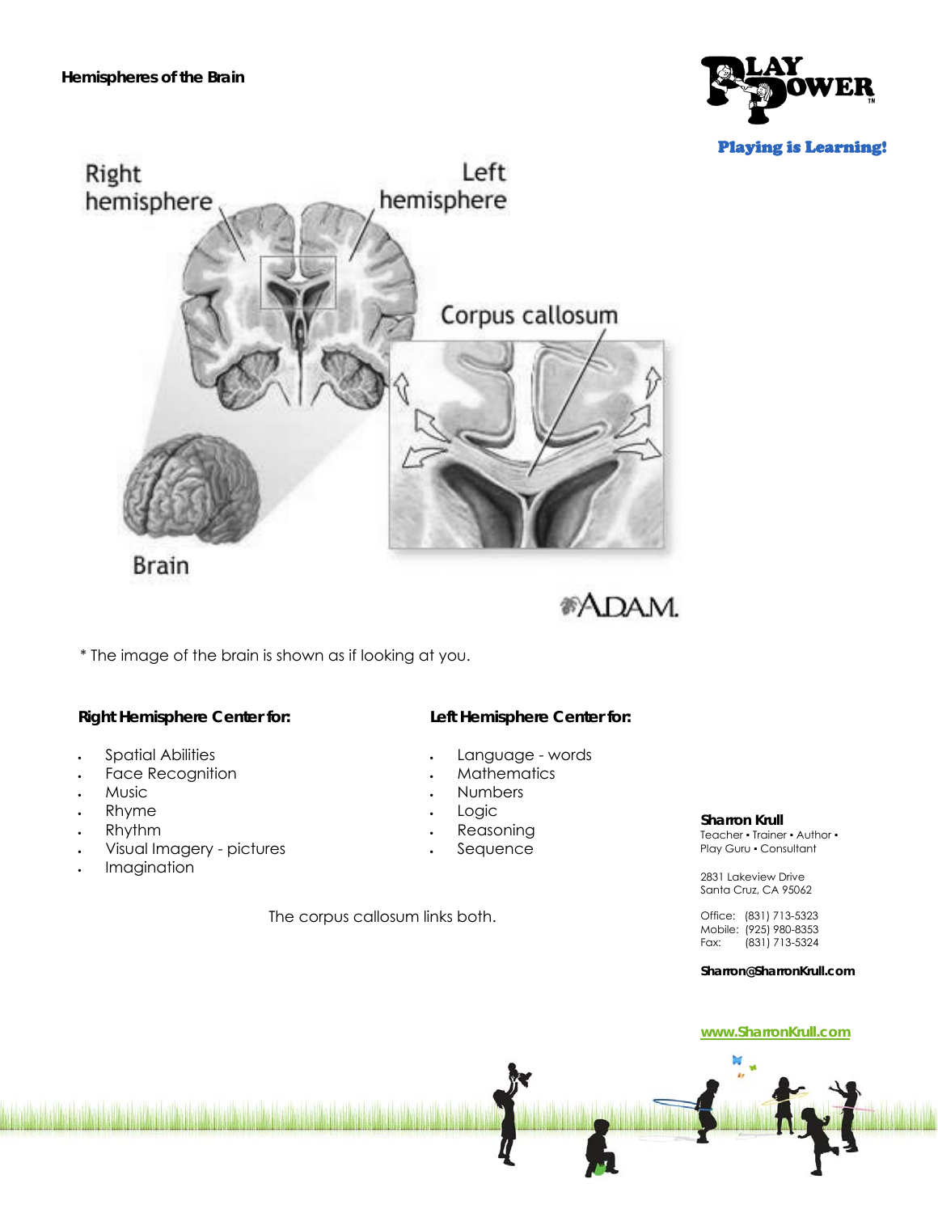**Hemispheres of the Brain**

**Playing is Learning!**

* The image of the brain is shown as if looking at you.

**Right Hemisphere Center for:**

- Spatial Abilities
- Face Recognition
- Music
- Rhyme
- Rhythm
- Visual Imagery - pictures
- Imagination

**Left Hemisphere Center for:**

- Language - words
- Mathematics
- Numbers
- Logic
- Reasoning
- Sequence

The corpus callosum links both.

**Sharron Krull**
Teacher • Trainer • Author •
Play Guru • Consultant

2831 Lakeview Drive
Santa Cruz, CA 95062

Office: (831) 713-5323
Mobile: (925) 980-8353
Fax: (831) 713-5324

**Sharron@SharronKrull.com**

**www.SharronKrull.com**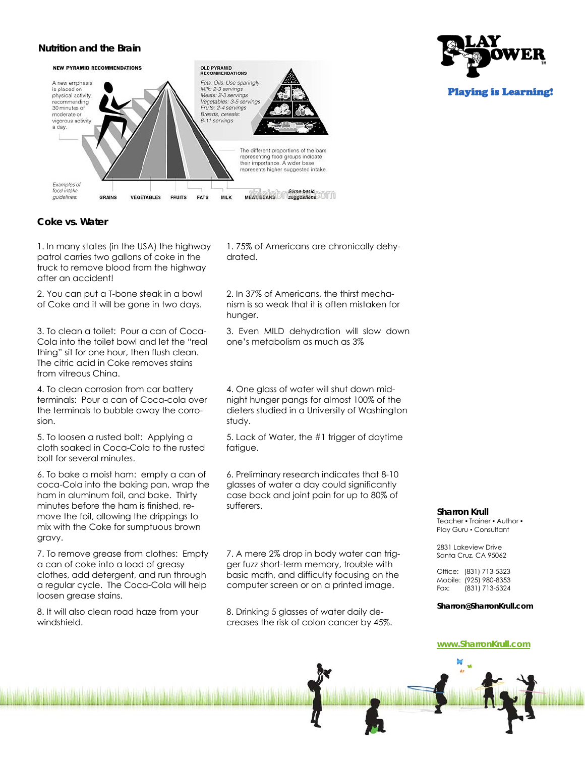## Nutrition and the Brain

NEW PYRAMID RECOMMENDATIONS

A new emphasis is placed on physical activity, recommending 30 minutes of moderate or vigorous activity a day.

OLD PYRAMID RECOMMENDATIONS

*Fats, Oils: Use sparingly*
*Milk: 2-3 servings*
*Meats: 2-3 servings*
*Vegetables: 3-5 servings*
*Fruits: 2-4 servings*
*Breads, cereals: 6-11 servings*

The different proportions of the bars representing food groups indicate their importance. A wider base represents higher suggested intake.

*Examples of food intake guidelines:* GRAINS VEGETABLES FRUITS FATS MILK MEAT, BEANS *Some basic suggestions*

## Coke vs. Water

1. In many states (in the USA) the highway patrol carries two gallons of coke in the truck to remove blood from the highway after an accident!

2. You can put a T-bone steak in a bowl of Coke and it will be gone in two days.

3. To clean a toilet: Pour a can of Coca-Cola into the toilet bowl and let the "real thing" sit for one hour, then flush clean. The citric acid in Coke removes stains from vitreous China.

4. To clean corrosion from car battery terminals: Pour a can of Coca-cola over the terminals to bubble away the corrosion.

5. To loosen a rusted bolt: Applying a cloth soaked in Coca-Cola to the rusted bolt for several minutes.

6. To bake a moist ham: empty a can of coca-Cola into the baking pan, wrap the ham in aluminum foil, and bake. Thirty minutes before the ham is finished, remove the foil, allowing the drippings to mix with the Coke for sumptuous brown gravy.

7. To remove grease from clothes: Empty a can of coke into a load of greasy clothes, add detergent, and run through a regular cycle. The Coca-Cola will help loosen grease stains.

8. It will also clean road haze from your windshield.

1. 75% of Americans are chronically dehydrated.

2. In 37% of Americans, the thirst mechanism is so weak that it is often mistaken for hunger.

3. Even MILD dehydration will slow down one's metabolism as much as 3%

4. One glass of water will shut down midnight hunger pangs for almost 100% of the dieters studied in a University of Washington study.

5. Lack of Water, the #1 trigger of daytime fatigue.

6. Preliminary research indicates that 8-10 glasses of water a day could significantly case back and joint pain for up to 80% of sufferers.

7. A mere 2% drop in body water can trigger fuzz short-term memory, trouble with basic math, and difficulty focusing on the computer screen or on a printed image.

8. Drinking 5 glasses of water daily decreases the risk of colon cancer by 45%.

PLAY POWER™
**Playing is Learning!**

**Sharron Krull**
Teacher • Trainer • Author • Play Guru • Consultant

2831 Lakeview Drive
Santa Cruz, CA 95062

Office: (831) 713-5323
Mobile: (925) 980-8353
Fax: (831) 713-5324

**Sharron@SharronKrull.com**

**www.SharronKrull.com**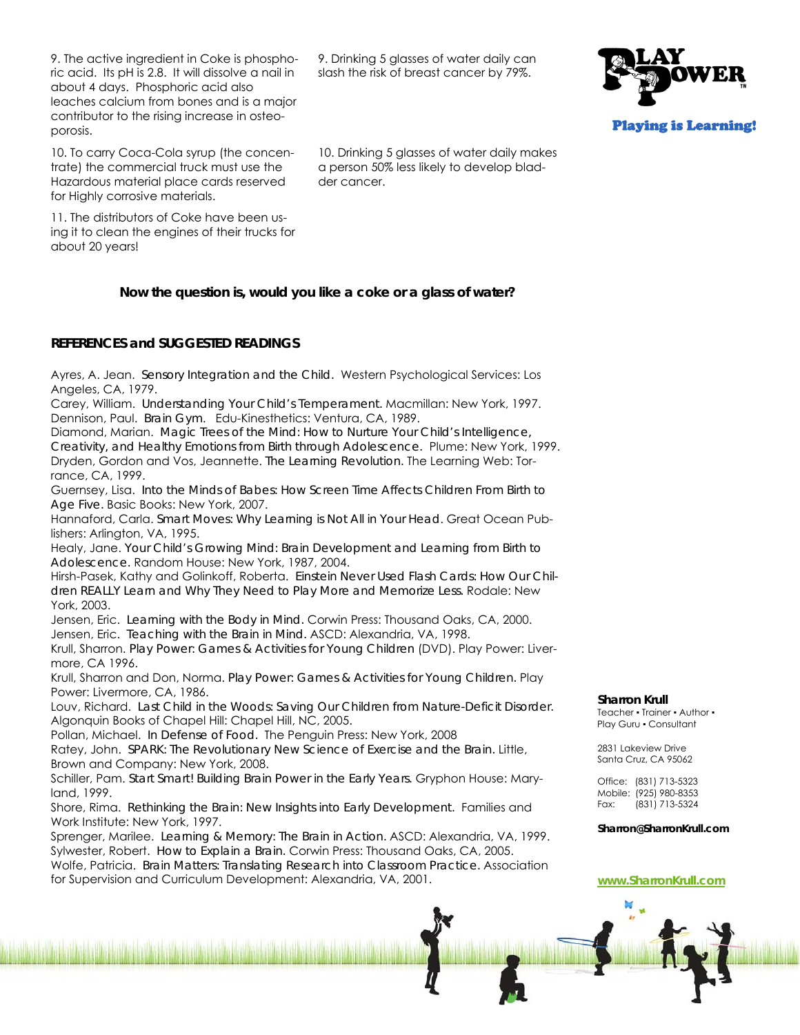9. The active ingredient in Coke is phosphoric acid. Its pH is 2.8. It will dissolve a nail in about 4 days. Phosphoric acid also leaches calcium from bones and is a major contributor to the rising increase in osteoporosis.

10. To carry Coca-Cola syrup (the concentrate) the commercial truck must use the Hazardous material place cards reserved for Highly corrosive materials.

11. The distributors of Coke have been using it to clean the engines of their trucks for about 20 years!

9. Drinking 5 glasses of water daily can slash the risk of breast cancer by 79%.

10. Drinking 5 glasses of water daily makes a person 50% less likely to develop bladder cancer.

PLAY POWER™

Playing is Learning!

**Now the question is, would you like a coke or a glass of water?**

## REFERENCES and SUGGESTED READINGS

Ayres, A. Jean. Sensory Integration and the Child. Western Psychological Services: Los Angeles, CA, 1979.

Carey, William. Understanding Your Child's Temperament. Macmillan: New York, 1997.

Dennison, Paul. Brain Gym. Edu-Kinesthetics: Ventura, CA, 1989.

Diamond, Marian. Magic Trees of the Mind: How to Nurture Your Child's Intelligence, Creativity, and Healthy Emotions from Birth through Adolescence. Plume: New York, 1999.

Dryden, Gordon and Vos, Jeannette. The Learning Revolution. The Learning Web: Torrance, CA, 1999.

Guernsey, Lisa. Into the Minds of Babes: How Screen Time Affects Children From Birth to Age Five. Basic Books: New York, 2007.

Hannaford, Carla. Smart Moves: Why Learning is Not All in Your Head. Great Ocean Publishers: Arlington, VA, 1995.

Healy, Jane. Your Child's Growing Mind: Brain Development and Learning from Birth to Adolescence. Random House: New York, 1987, 2004.

Hirsh-Pasek, Kathy and Golinkoff, Roberta. Einstein Never Used Flash Cards: How Our Children REALLY Learn and Why They Need to Play More and Memorize Less. Rodale: New York, 2003.

Jensen, Eric. Learning with the Body in Mind. Corwin Press: Thousand Oaks, CA, 2000.

Jensen, Eric. Teaching with the Brain in Mind. ASCD: Alexandria, VA, 1998.

Krull, Sharron. Play Power: Games & Activities for Young Children (DVD). Play Power: Livermore, CA 1996.

Krull, Sharron and Don, Norma. Play Power: Games & Activities for Young Children. Play Power: Livermore, CA, 1986.

Louv, Richard. Last Child in the Woods: Saving Our Children from Nature-Deficit Disorder. Algonquin Books of Chapel Hill: Chapel Hill, NC, 2005.

Pollan, Michael. In Defense of Food. The Penguin Press: New York, 2008

Ratey, John. SPARK: The Revolutionary New Science of Exercise and the Brain. Little, Brown and Company: New York, 2008.

Schiller, Pam. Start Smart! Building Brain Power in the Early Years. Gryphon House: Maryland, 1999.

Shore, Rima. Rethinking the Brain: New Insights into Early Development. Families and Work Institute: New York, 1997.

Sprenger, Marilee. Learning & Memory: The Brain in Action. ASCD: Alexandria, VA, 1999.

Sylwester, Robert. How to Explain a Brain. Corwin Press: Thousand Oaks, CA, 2005.

Wolfe, Patricia. Brain Matters: Translating Research into Classroom Practice. Association for Supervision and Curriculum Development: Alexandria, VA, 2001.

**Sharron Krull**
Teacher • Trainer • Author • Play Guru • Consultant

2831 Lakeview Drive
Santa Cruz, CA 95062

Office: (831) 713-5323
Mobile: (925) 980-8353
Fax: (831) 713-5324

**Sharron@SharronKrull.com**

**www.SharronKrull.com**